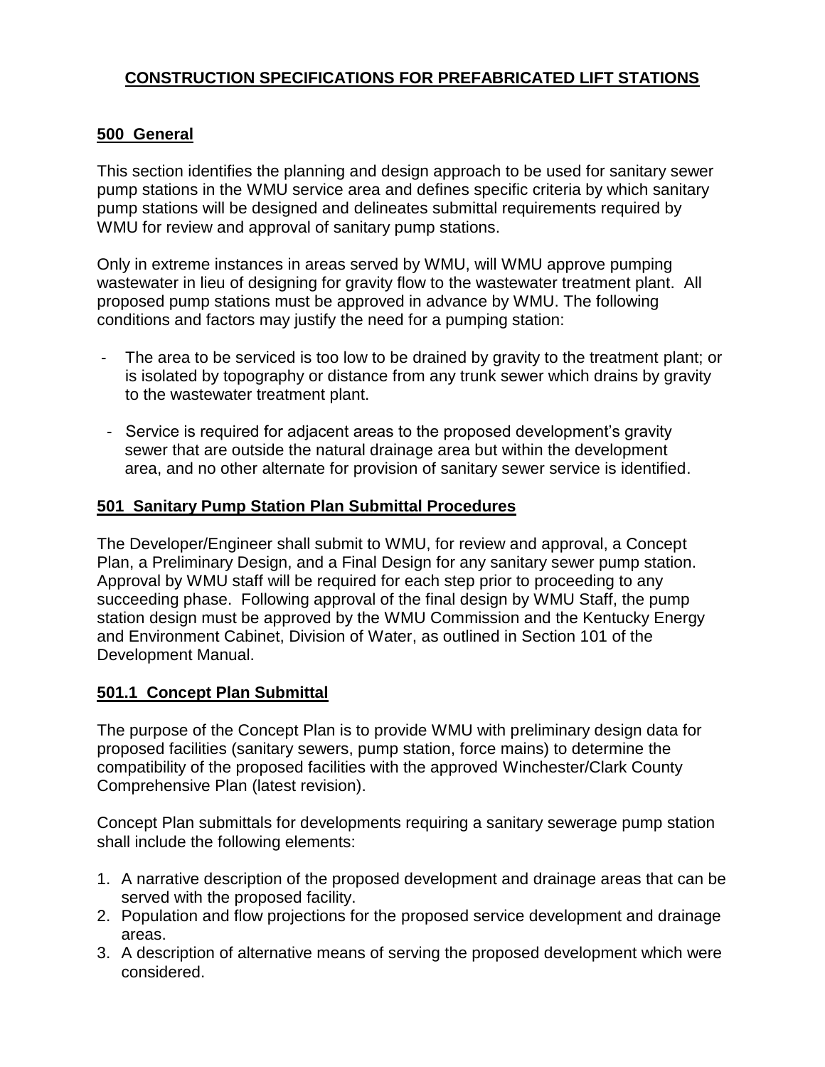# CONSTRUCTION SPECIFICATIONS FOR PREFABRICATED LIFT STATIONS

## 500 General

This section identifies the planning and design approach to be used for sanitary sewer pump stations in the WMU service area and defines specific criteria by which sanitary pump stations will be designed and delineates submittal requirements required by WMU for review and approval of sanitary pump stations.

Only in extreme instances in areas served by WMU, will WMU approve pumping wastewater in lieu of designing for gravity flow to the wastewater treatment plant. All proposed pump stations must be approved in advance by WMU. The following conditions and factors may justify the need for a pumping station:

- The area to be serviced is too low to be drained by gravity to the treatment plant; or is isolated by topography or distance from any trunk sewer which drains by gravity to the wastewater treatment plant.
- Service is required for adjacent areas to the proposed development's gravity sewer that are outside the natural drainage area but within the development area, and no other alternate for provision of sanitary sewer service is identified.

## 501 Sanitary Pump Station Plan Submittal Procedures

The Developer/Engineer shall submit to WMU, for review and approval, a Concept Plan, a Preliminary Design, and a Final Design for any sanitary sewer pump station. Approval by WMU staff will be required for each step prior to proceeding to any succeeding phase. Following approval of the final design by WMU Staff, the pump station design must be approved by the WMU Commission and the Kentucky Energy and Environment Cabinet, Division of Water, as outlined in Section 101 of the Development Manual.

## 501.1 Concept Plan Submittal

The purpose of the Concept Plan is to provide WMU with preliminary design data for proposed facilities (sanitary sewers, pump station, force mains) to determine the compatibility of the proposed facilities with the approved Winchester/Clark County Comprehensive Plan (latest revision).

Concept Plan submittals for developments requiring a sanitary sewerage pump station shall include the following elements:

1. A narrative description of the proposed development and drainage areas that can be served with the proposed facility.
2. Population and flow projections for the proposed service development and drainage areas.
3. A description of alternative means of serving the proposed development which were considered.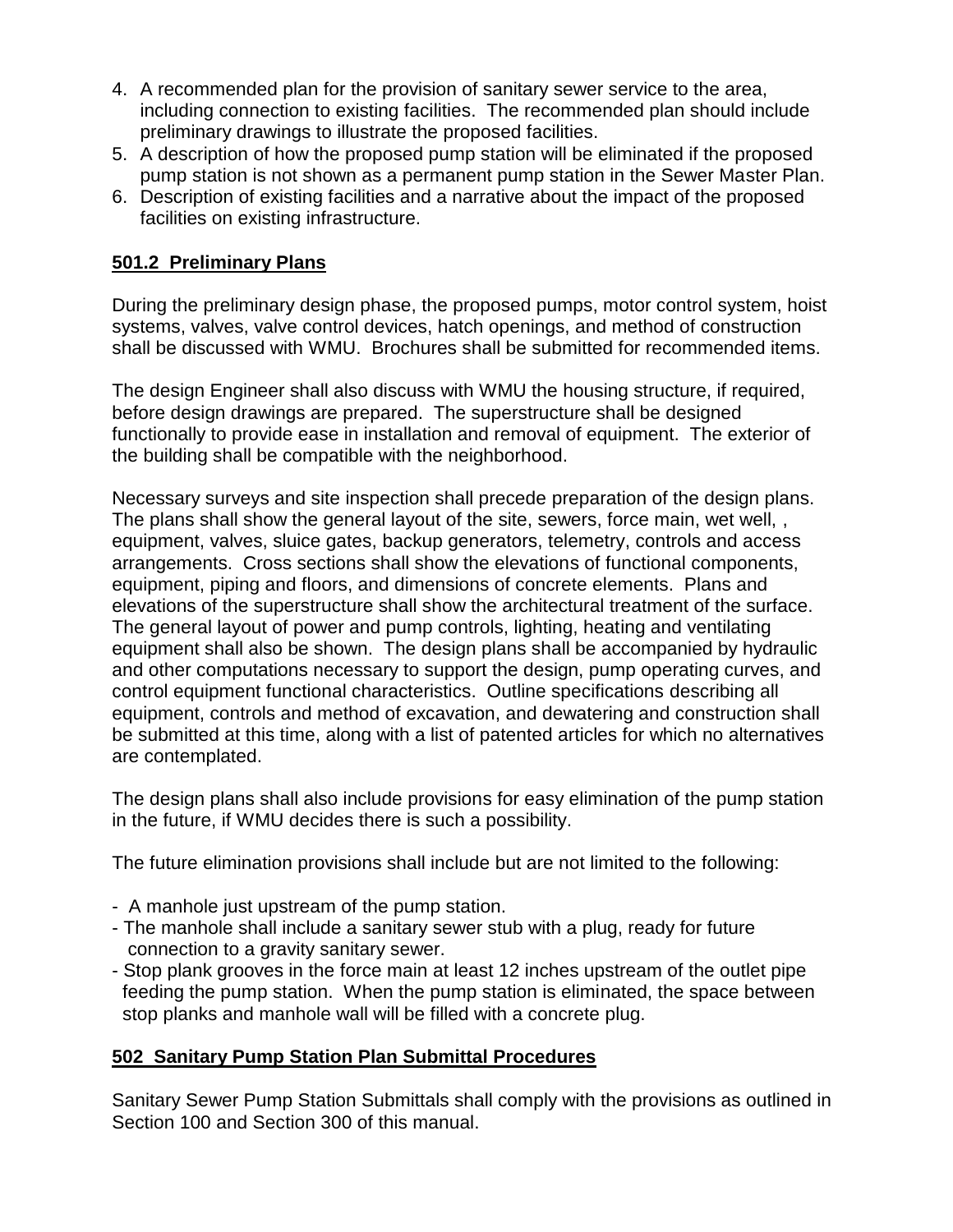4. A recommended plan for the provision of sanitary sewer service to the area, including connection to existing facilities. The recommended plan should include preliminary drawings to illustrate the proposed facilities.
5. A description of how the proposed pump station will be eliminated if the proposed pump station is not shown as a permanent pump station in the Sewer Master Plan.
6. Description of existing facilities and a narrative about the impact of the proposed facilities on existing infrastructure.

## **501.2 Preliminary Plans**

During the preliminary design phase, the proposed pumps, motor control system, hoist systems, valves, valve control devices, hatch openings, and method of construction shall be discussed with WMU. Brochures shall be submitted for recommended items.

The design Engineer shall also discuss with WMU the housing structure, if required, before design drawings are prepared. The superstructure shall be designed functionally to provide ease in installation and removal of equipment. The exterior of the building shall be compatible with the neighborhood.

Necessary surveys and site inspection shall precede preparation of the design plans. The plans shall show the general layout of the site, sewers, force main, wet well, , equipment, valves, sluice gates, backup generators, telemetry, controls and access arrangements. Cross sections shall show the elevations of functional components, equipment, piping and floors, and dimensions of concrete elements. Plans and elevations of the superstructure shall show the architectural treatment of the surface. The general layout of power and pump controls, lighting, heating and ventilating equipment shall also be shown. The design plans shall be accompanied by hydraulic and other computations necessary to support the design, pump operating curves, and control equipment functional characteristics. Outline specifications describing all equipment, controls and method of excavation, and dewatering and construction shall be submitted at this time, along with a list of patented articles for which no alternatives are contemplated.

The design plans shall also include provisions for easy elimination of the pump station in the future, if WMU decides there is such a possibility.

The future elimination provisions shall include but are not limited to the following:

- A manhole just upstream of the pump station.
- The manhole shall include a sanitary sewer stub with a plug, ready for future connection to a gravity sanitary sewer.
- Stop plank grooves in the force main at least 12 inches upstream of the outlet pipe feeding the pump station. When the pump station is eliminated, the space between stop planks and manhole wall will be filled with a concrete plug.

## **502 Sanitary Pump Station Plan Submittal Procedures**

Sanitary Sewer Pump Station Submittals shall comply with the provisions as outlined in Section 100 and Section 300 of this manual.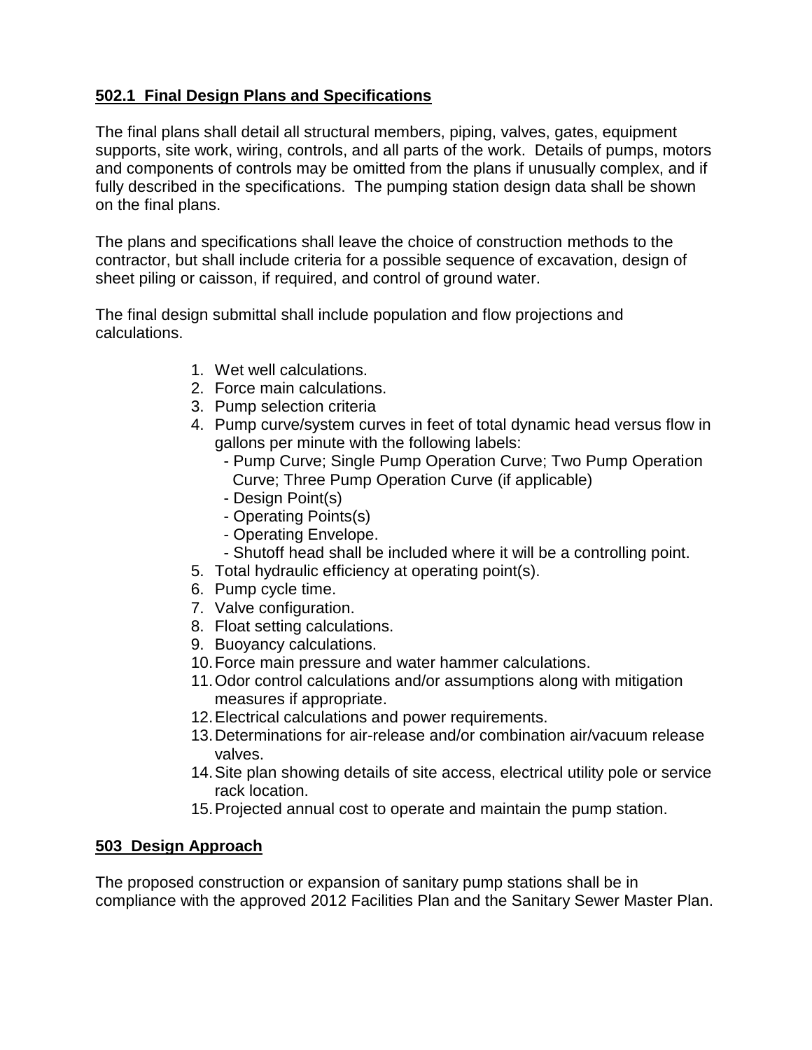## 502.1 Final Design Plans and Specifications

The final plans shall detail all structural members, piping, valves, gates, equipment supports, site work, wiring, controls, and all parts of the work. Details of pumps, motors and components of controls may be omitted from the plans if unusually complex, and if fully described in the specifications. The pumping station design data shall be shown on the final plans.

The plans and specifications shall leave the choice of construction methods to the contractor, but shall include criteria for a possible sequence of excavation, design of sheet piling or caisson, if required, and control of ground water.

The final design submittal shall include population and flow projections and calculations.

1. Wet well calculations.
2. Force main calculations.
3. Pump selection criteria
4. Pump curve/system curves in feet of total dynamic head versus flow in gallons per minute with the following labels:
   - Pump Curve; Single Pump Operation Curve; Two Pump Operation Curve; Three Pump Operation Curve (if applicable)
   - Design Point(s)
   - Operating Points(s)
   - Operating Envelope.
   - Shutoff head shall be included where it will be a controlling point.
5. Total hydraulic efficiency at operating point(s).
6. Pump cycle time.
7. Valve configuration.
8. Float setting calculations.
9. Buoyancy calculations.
10. Force main pressure and water hammer calculations.
11. Odor control calculations and/or assumptions along with mitigation measures if appropriate.
12. Electrical calculations and power requirements.
13. Determinations for air-release and/or combination air/vacuum release valves.
14. Site plan showing details of site access, electrical utility pole or service rack location.
15. Projected annual cost to operate and maintain the pump station.

## 503 Design Approach

The proposed construction or expansion of sanitary pump stations shall be in compliance with the approved 2012 Facilities Plan and the Sanitary Sewer Master Plan.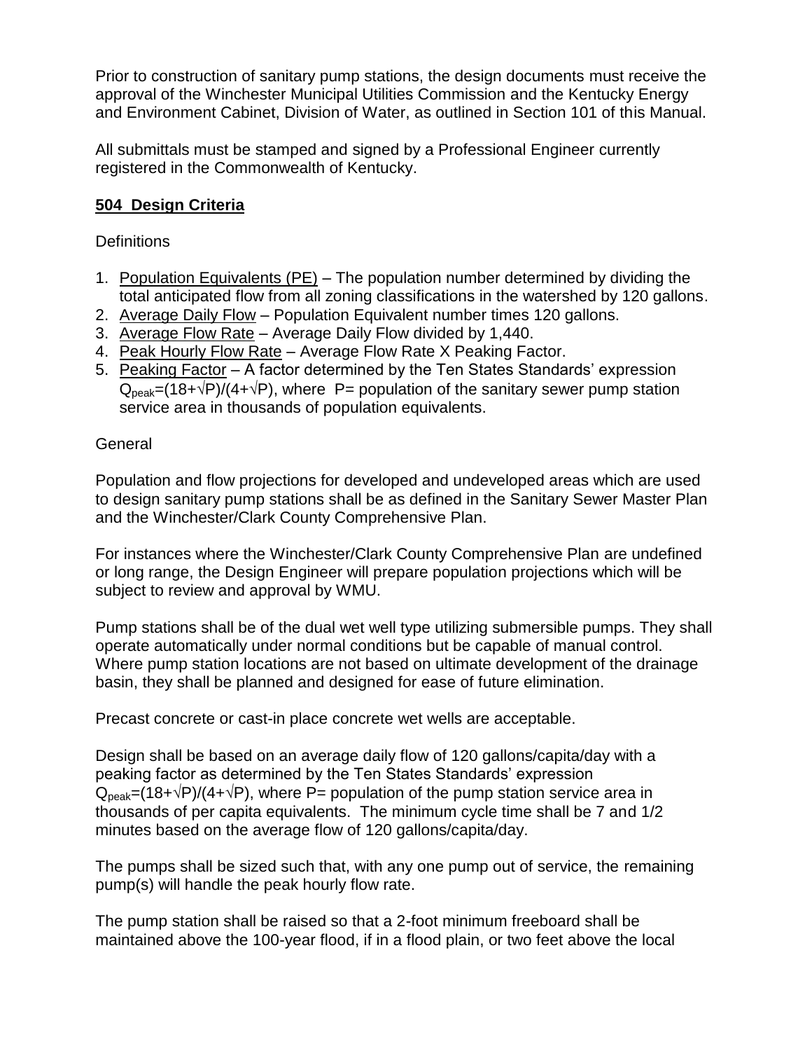Prior to construction of sanitary pump stations, the design documents must receive the approval of the Winchester Municipal Utilities Commission and the Kentucky Energy and Environment Cabinet, Division of Water, as outlined in Section 101 of this Manual.

All submittals must be stamped and signed by a Professional Engineer currently registered in the Commonwealth of Kentucky.

## 504 Design Criteria

Definitions

1. Population Equivalents (PE) – The population number determined by dividing the total anticipated flow from all zoning classifications in the watershed by 120 gallons.
2. Average Daily Flow – Population Equivalent number times 120 gallons.
3. Average Flow Rate – Average Daily Flow divided by 1,440.
4. Peak Hourly Flow Rate – Average Flow Rate X Peaking Factor.
5. Peaking Factor – A factor determined by the Ten States Standards' expression $Q_{peak}=(18+\sqrt{P})/(4+\sqrt{P})$, where P= population of the sanitary sewer pump station service area in thousands of population equivalents.

General

Population and flow projections for developed and undeveloped areas which are used to design sanitary pump stations shall be as defined in the Sanitary Sewer Master Plan and the Winchester/Clark County Comprehensive Plan.

For instances where the Winchester/Clark County Comprehensive Plan are undefined or long range, the Design Engineer will prepare population projections which will be subject to review and approval by WMU.

Pump stations shall be of the dual wet well type utilizing submersible pumps. They shall operate automatically under normal conditions but be capable of manual control. Where pump station locations are not based on ultimate development of the drainage basin, they shall be planned and designed for ease of future elimination.

Precast concrete or cast-in place concrete wet wells are acceptable.

Design shall be based on an average daily flow of 120 gallons/capita/day with a peaking factor as determined by the Ten States Standards' expression $Q_{peak}=(18+\sqrt{P})/(4+\sqrt{P})$, where P= population of the pump station service area in thousands of per capita equivalents. The minimum cycle time shall be 7 and 1/2 minutes based on the average flow of 120 gallons/capita/day.

The pumps shall be sized such that, with any one pump out of service, the remaining pump(s) will handle the peak hourly flow rate.

The pump station shall be raised so that a 2-foot minimum freeboard shall be maintained above the 100-year flood, if in a flood plain, or two feet above the local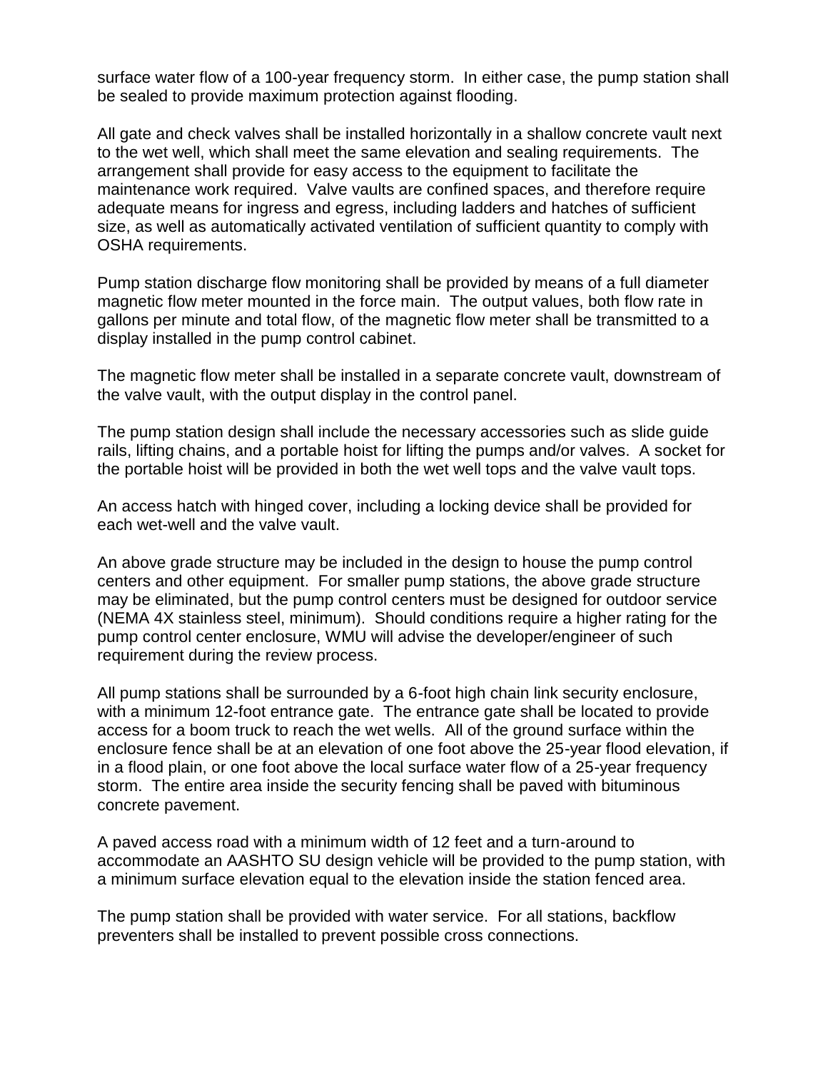surface water flow of a 100-year frequency storm. In either case, the pump station shall be sealed to provide maximum protection against flooding.

All gate and check valves shall be installed horizontally in a shallow concrete vault next to the wet well, which shall meet the same elevation and sealing requirements. The arrangement shall provide for easy access to the equipment to facilitate the maintenance work required. Valve vaults are confined spaces, and therefore require adequate means for ingress and egress, including ladders and hatches of sufficient size, as well as automatically activated ventilation of sufficient quantity to comply with OSHA requirements.

Pump station discharge flow monitoring shall be provided by means of a full diameter magnetic flow meter mounted in the force main. The output values, both flow rate in gallons per minute and total flow, of the magnetic flow meter shall be transmitted to a display installed in the pump control cabinet.

The magnetic flow meter shall be installed in a separate concrete vault, downstream of the valve vault, with the output display in the control panel.

The pump station design shall include the necessary accessories such as slide guide rails, lifting chains, and a portable hoist for lifting the pumps and/or valves. A socket for the portable hoist will be provided in both the wet well tops and the valve vault tops.

An access hatch with hinged cover, including a locking device shall be provided for each wet-well and the valve vault.

An above grade structure may be included in the design to house the pump control centers and other equipment. For smaller pump stations, the above grade structure may be eliminated, but the pump control centers must be designed for outdoor service (NEMA 4X stainless steel, minimum). Should conditions require a higher rating for the pump control center enclosure, WMU will advise the developer/engineer of such requirement during the review process.

All pump stations shall be surrounded by a 6-foot high chain link security enclosure, with a minimum 12-foot entrance gate. The entrance gate shall be located to provide access for a boom truck to reach the wet wells. All of the ground surface within the enclosure fence shall be at an elevation of one foot above the 25-year flood elevation, if in a flood plain, or one foot above the local surface water flow of a 25-year frequency storm. The entire area inside the security fencing shall be paved with bituminous concrete pavement.

A paved access road with a minimum width of 12 feet and a turn-around to accommodate an AASHTO SU design vehicle will be provided to the pump station, with a minimum surface elevation equal to the elevation inside the station fenced area.

The pump station shall be provided with water service. For all stations, backflow preventers shall be installed to prevent possible cross connections.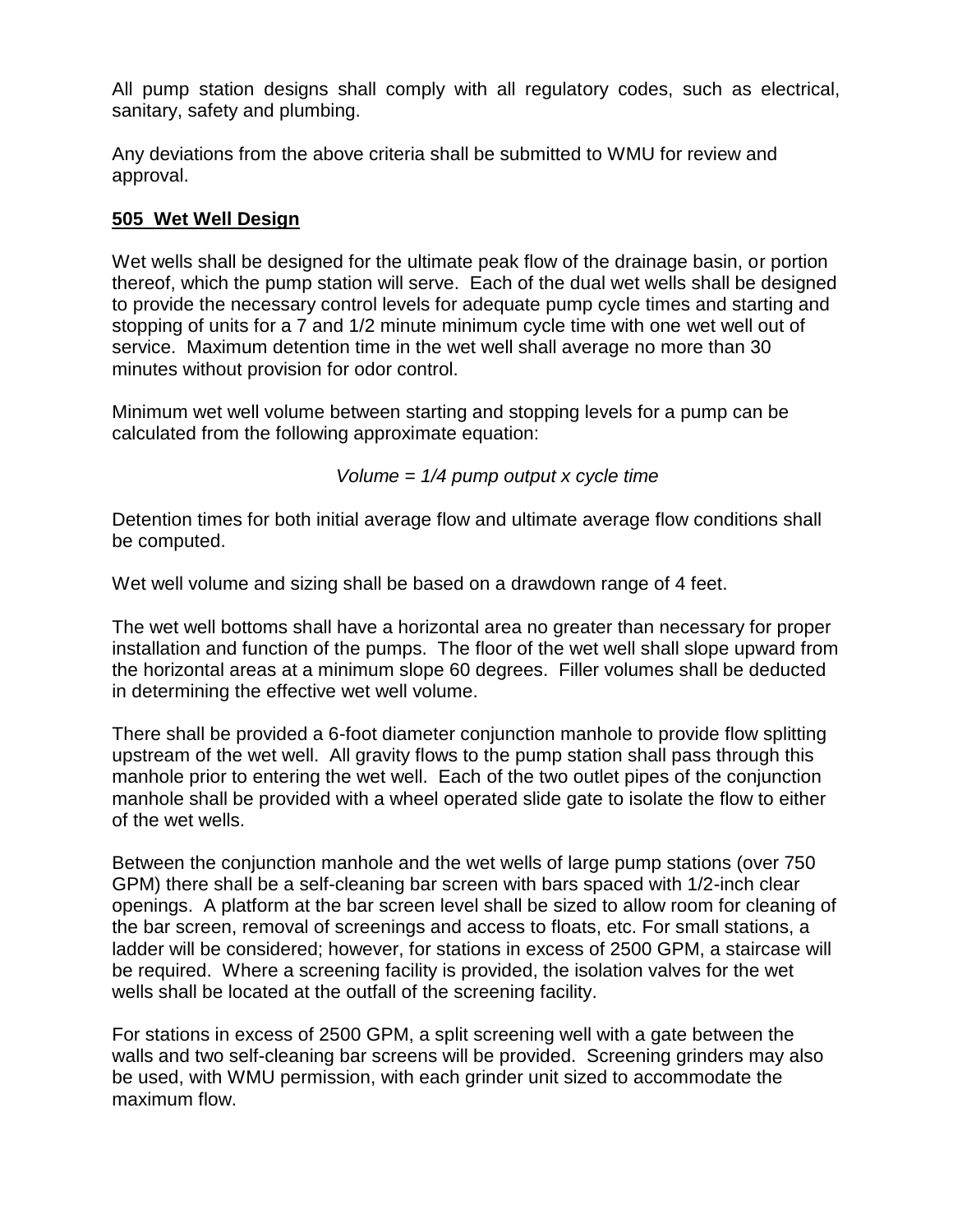All pump station designs shall comply with all regulatory codes, such as electrical, sanitary, safety and plumbing.

Any deviations from the above criteria shall be submitted to WMU for review and approval.

## **505 Wet Well Design**

Wet wells shall be designed for the ultimate peak flow of the drainage basin, or portion thereof, which the pump station will serve. Each of the dual wet wells shall be designed to provide the necessary control levels for adequate pump cycle times and starting and stopping of units for a 7 and 1/2 minute minimum cycle time with one wet well out of service. Maximum detention time in the wet well shall average no more than 30 minutes without provision for odor control.

Minimum wet well volume between starting and stopping levels for a pump can be calculated from the following approximate equation:

*Volume = 1/4 pump output x cycle time*

Detention times for both initial average flow and ultimate average flow conditions shall be computed.

Wet well volume and sizing shall be based on a drawdown range of 4 feet.

The wet well bottoms shall have a horizontal area no greater than necessary for proper installation and function of the pumps. The floor of the wet well shall slope upward from the horizontal areas at a minimum slope 60 degrees. Filler volumes shall be deducted in determining the effective wet well volume.

There shall be provided a 6-foot diameter conjunction manhole to provide flow splitting upstream of the wet well. All gravity flows to the pump station shall pass through this manhole prior to entering the wet well. Each of the two outlet pipes of the conjunction manhole shall be provided with a wheel operated slide gate to isolate the flow to either of the wet wells.

Between the conjunction manhole and the wet wells of large pump stations (over 750 GPM) there shall be a self-cleaning bar screen with bars spaced with 1/2-inch clear openings. A platform at the bar screen level shall be sized to allow room for cleaning of the bar screen, removal of screenings and access to floats, etc. For small stations, a ladder will be considered; however, for stations in excess of 2500 GPM, a staircase will be required. Where a screening facility is provided, the isolation valves for the wet wells shall be located at the outfall of the screening facility.

For stations in excess of 2500 GPM, a split screening well with a gate between the walls and two self-cleaning bar screens will be provided. Screening grinders may also be used, with WMU permission, with each grinder unit sized to accommodate the maximum flow.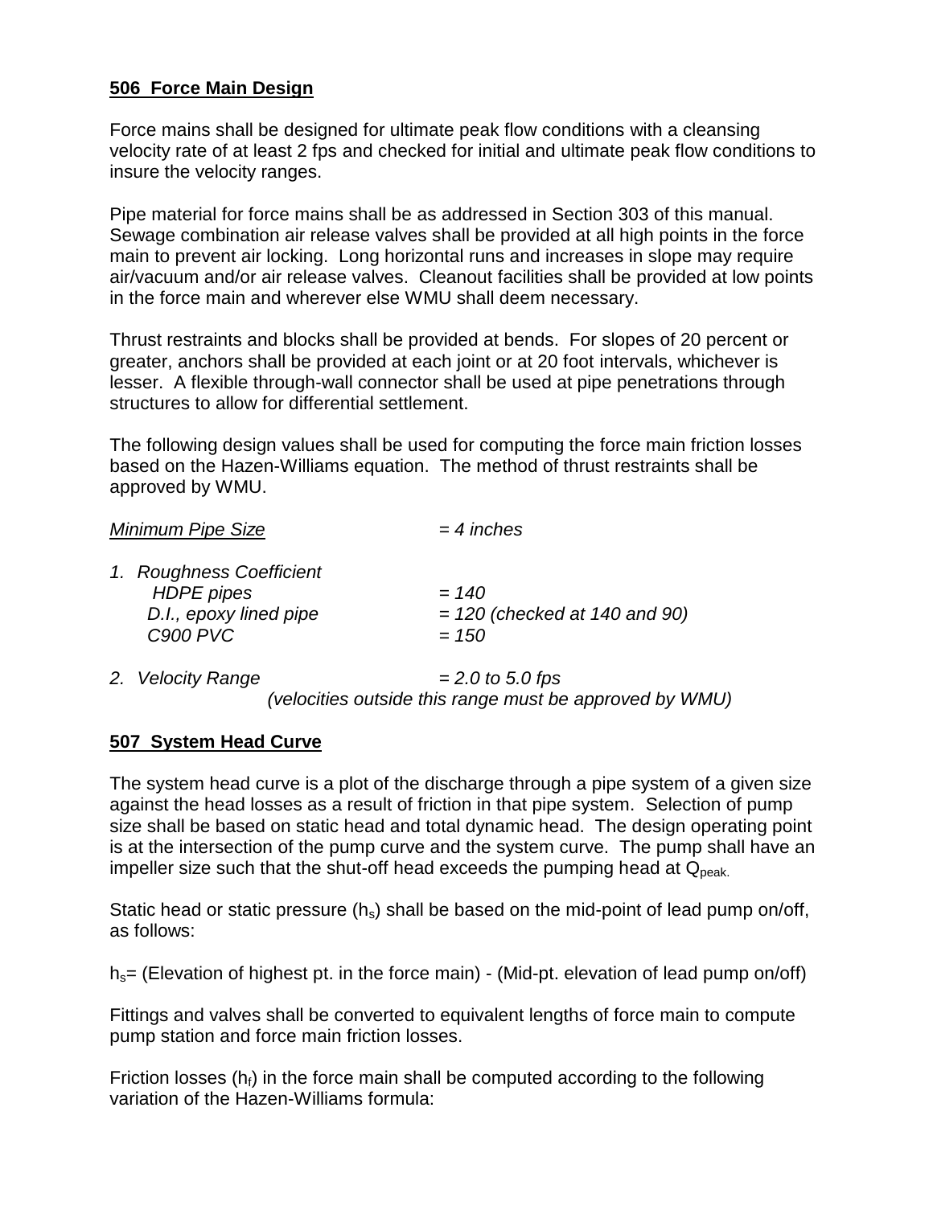## 506 Force Main Design

Force mains shall be designed for ultimate peak flow conditions with a cleansing velocity rate of at least 2 fps and checked for initial and ultimate peak flow conditions to insure the velocity ranges.

Pipe material for force mains shall be as addressed in Section 303 of this manual. Sewage combination air release valves shall be provided at all high points in the force main to prevent air locking. Long horizontal runs and increases in slope may require air/vacuum and/or air release valves. Cleanout facilities shall be provided at low points in the force main and wherever else WMU shall deem necessary.

Thrust restraints and blocks shall be provided at bends. For slopes of 20 percent or greater, anchors shall be provided at each joint or at 20 foot intervals, whichever is lesser. A flexible through-wall connector shall be used at pipe penetrations through structures to allow for differential settlement.

The following design values shall be used for computing the force main friction losses based on the Hazen-Williams equation. The method of thrust restraints shall be approved by WMU.

*<u>Minimum Pipe Size</u>* *= 4 inches*

1. *Roughness Coefficient*
   - *HDPE pipes* *= 140*
   - *D.I., epoxy lined pipe* *= 120 (checked at 140 and 90)*
   - *C900 PVC* *= 150*

2. *Velocity Range* *= 2.0 to 5.0 fps*
   *(velocities outside this range must be approved by WMU)*

## 507 System Head Curve

The system head curve is a plot of the discharge through a pipe system of a given size against the head losses as a result of friction in that pipe system. Selection of pump size shall be based on static head and total dynamic head. The design operating point is at the intersection of the pump curve and the system curve. The pump shall have an impeller size such that the shut-off head exceeds the pumping head at $Q_{peak.}$

Static head or static pressure ($h_s$) shall be based on the mid-point of lead pump on/off, as follows:

$h_s$= (Elevation of highest pt. in the force main) - (Mid-pt. elevation of lead pump on/off)

Fittings and valves shall be converted to equivalent lengths of force main to compute pump station and force main friction losses.

Friction losses ($h_f$) in the force main shall be computed according to the following variation of the Hazen-Williams formula: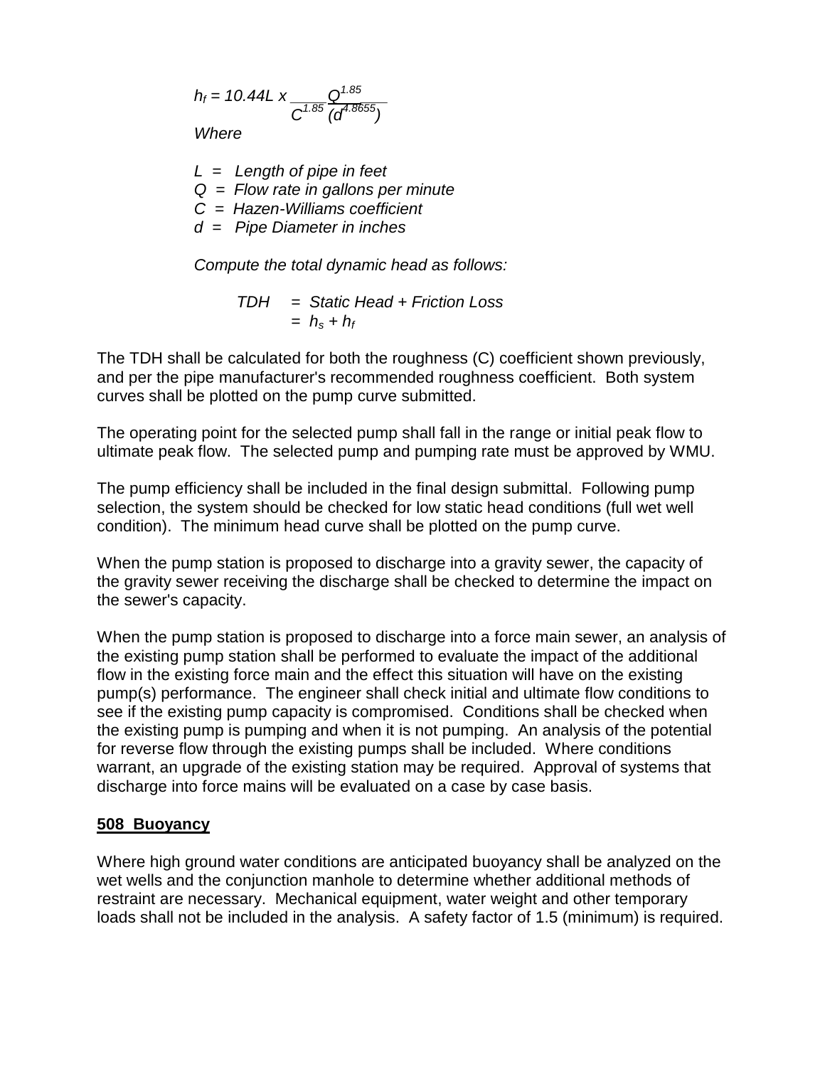$$h_f = 10.44L \times \frac{Q^{1.85}}{C^{1.85}(d^{4.8655})}$$

*Where*

*L = Length of pipe in feet*
*Q = Flow rate in gallons per minute*
*C = Hazen-Williams coefficient*
*d = Pipe Diameter in inches*

*Compute the total dynamic head as follows:*

$$TDH = \text{Static Head} + \text{Friction Loss} = h_s + h_f$$

The TDH shall be calculated for both the roughness (C) coefficient shown previously, and per the pipe manufacturer's recommended roughness coefficient. Both system curves shall be plotted on the pump curve submitted.

The operating point for the selected pump shall fall in the range or initial peak flow to ultimate peak flow. The selected pump and pumping rate must be approved by WMU.

The pump efficiency shall be included in the final design submittal. Following pump selection, the system should be checked for low static head conditions (full wet well condition). The minimum head curve shall be plotted on the pump curve.

When the pump station is proposed to discharge into a gravity sewer, the capacity of the gravity sewer receiving the discharge shall be checked to determine the impact on the sewer's capacity.

When the pump station is proposed to discharge into a force main sewer, an analysis of the existing pump station shall be performed to evaluate the impact of the additional flow in the existing force main and the effect this situation will have on the existing pump(s) performance. The engineer shall check initial and ultimate flow conditions to see if the existing pump capacity is compromised. Conditions shall be checked when the existing pump is pumping and when it is not pumping. An analysis of the potential for reverse flow through the existing pumps shall be included. Where conditions warrant, an upgrade of the existing station may be required. Approval of systems that discharge into force mains will be evaluated on a case by case basis.

## 508 Buoyancy

Where high ground water conditions are anticipated buoyancy shall be analyzed on the wet wells and the conjunction manhole to determine whether additional methods of restraint are necessary. Mechanical equipment, water weight and other temporary loads shall not be included in the analysis. A safety factor of 1.5 (minimum) is required.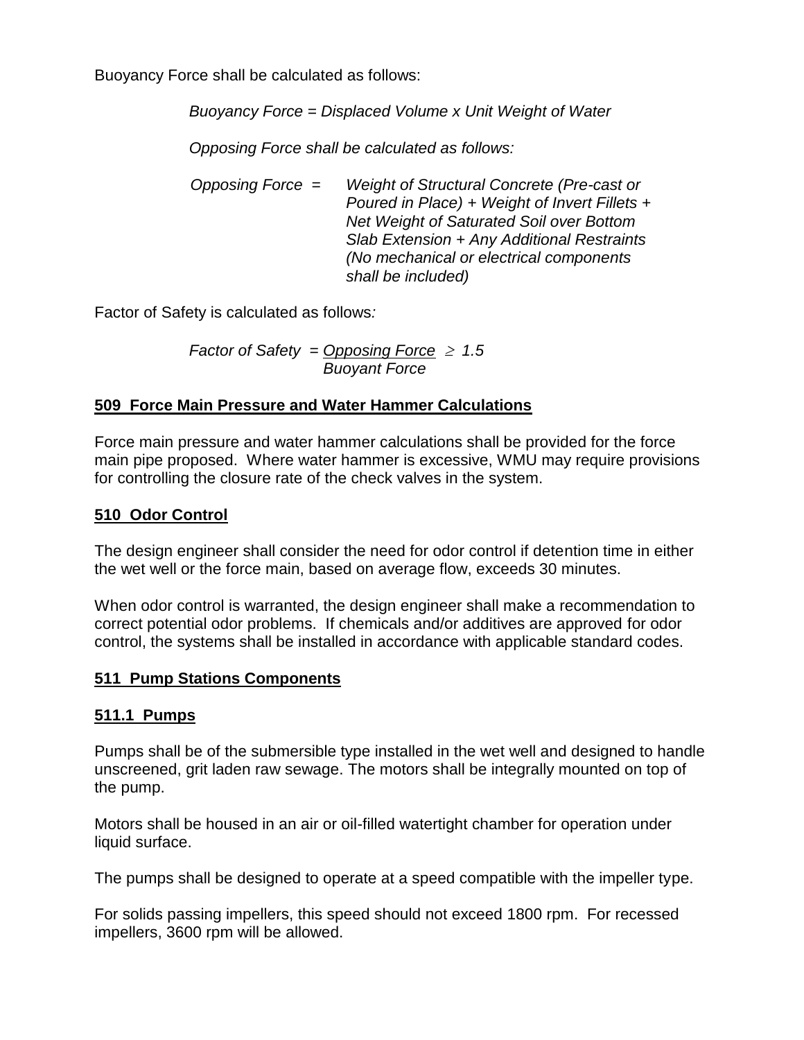Buoyancy Force shall be calculated as follows:

*Buoyancy Force = Displaced Volume x Unit Weight of Water*

*Opposing Force shall be calculated as follows:*

*Opposing Force = Weight of Structural Concrete (Pre-cast or Poured in Place) + Weight of Invert Fillets + Net Weight of Saturated Soil over Bottom Slab Extension + Any Additional Restraints (No mechanical or electrical components shall be included)*

Factor of Safety is calculated as follows*:*

$$\text{Factor of Safety} = \frac{\text{Opposing Force}}{\text{Buoyant Force}} \geq 1.5$$

## 509 Force Main Pressure and Water Hammer Calculations

Force main pressure and water hammer calculations shall be provided for the force main pipe proposed. Where water hammer is excessive, WMU may require provisions for controlling the closure rate of the check valves in the system.

## 510 Odor Control

The design engineer shall consider the need for odor control if detention time in either the wet well or the force main, based on average flow, exceeds 30 minutes.

When odor control is warranted, the design engineer shall make a recommendation to correct potential odor problems. If chemicals and/or additives are approved for odor control, the systems shall be installed in accordance with applicable standard codes.

## 511 Pump Stations Components

### 511.1 Pumps

Pumps shall be of the submersible type installed in the wet well and designed to handle unscreened, grit laden raw sewage. The motors shall be integrally mounted on top of the pump.

Motors shall be housed in an air or oil-filled watertight chamber for operation under liquid surface.

The pumps shall be designed to operate at a speed compatible with the impeller type.

For solids passing impellers, this speed should not exceed 1800 rpm. For recessed impellers, 3600 rpm will be allowed.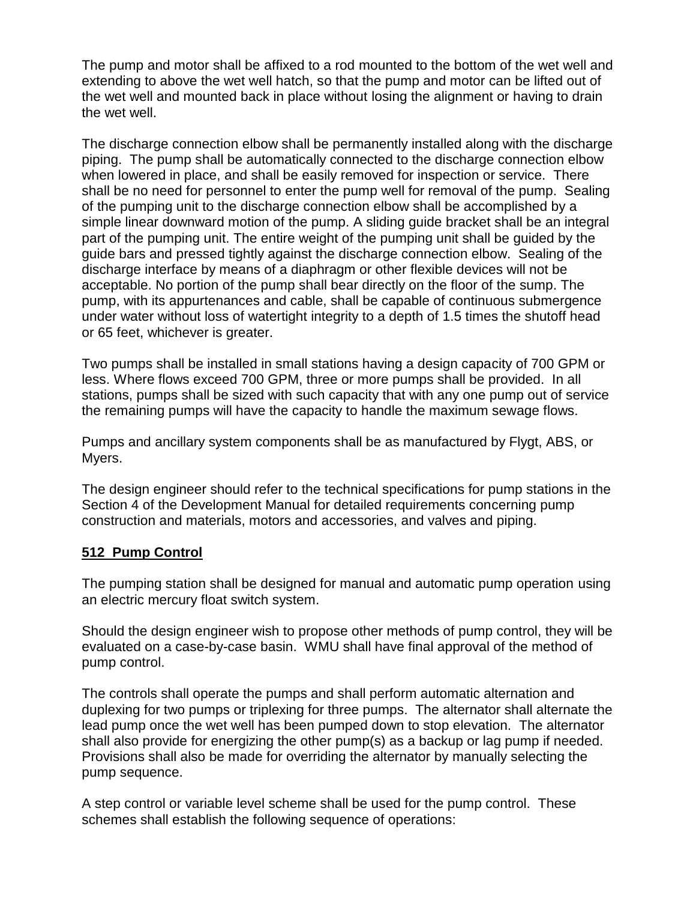The pump and motor shall be affixed to a rod mounted to the bottom of the wet well and extending to above the wet well hatch, so that the pump and motor can be lifted out of the wet well and mounted back in place without losing the alignment or having to drain the wet well.

The discharge connection elbow shall be permanently installed along with the discharge piping. The pump shall be automatically connected to the discharge connection elbow when lowered in place, and shall be easily removed for inspection or service. There shall be no need for personnel to enter the pump well for removal of the pump. Sealing of the pumping unit to the discharge connection elbow shall be accomplished by a simple linear downward motion of the pump. A sliding guide bracket shall be an integral part of the pumping unit. The entire weight of the pumping unit shall be guided by the guide bars and pressed tightly against the discharge connection elbow. Sealing of the discharge interface by means of a diaphragm or other flexible devices will not be acceptable. No portion of the pump shall bear directly on the floor of the sump. The pump, with its appurtenances and cable, shall be capable of continuous submergence under water without loss of watertight integrity to a depth of 1.5 times the shutoff head or 65 feet, whichever is greater.

Two pumps shall be installed in small stations having a design capacity of 700 GPM or less. Where flows exceed 700 GPM, three or more pumps shall be provided. In all stations, pumps shall be sized with such capacity that with any one pump out of service the remaining pumps will have the capacity to handle the maximum sewage flows.

Pumps and ancillary system components shall be as manufactured by Flygt, ABS, or Myers.

The design engineer should refer to the technical specifications for pump stations in the Section 4 of the Development Manual for detailed requirements concerning pump construction and materials, motors and accessories, and valves and piping.

## 512 Pump Control

The pumping station shall be designed for manual and automatic pump operation using an electric mercury float switch system.

Should the design engineer wish to propose other methods of pump control, they will be evaluated on a case-by-case basin. WMU shall have final approval of the method of pump control.

The controls shall operate the pumps and shall perform automatic alternation and duplexing for two pumps or triplexing for three pumps. The alternator shall alternate the lead pump once the wet well has been pumped down to stop elevation. The alternator shall also provide for energizing the other pump(s) as a backup or lag pump if needed. Provisions shall also be made for overriding the alternator by manually selecting the pump sequence.

A step control or variable level scheme shall be used for the pump control. These schemes shall establish the following sequence of operations: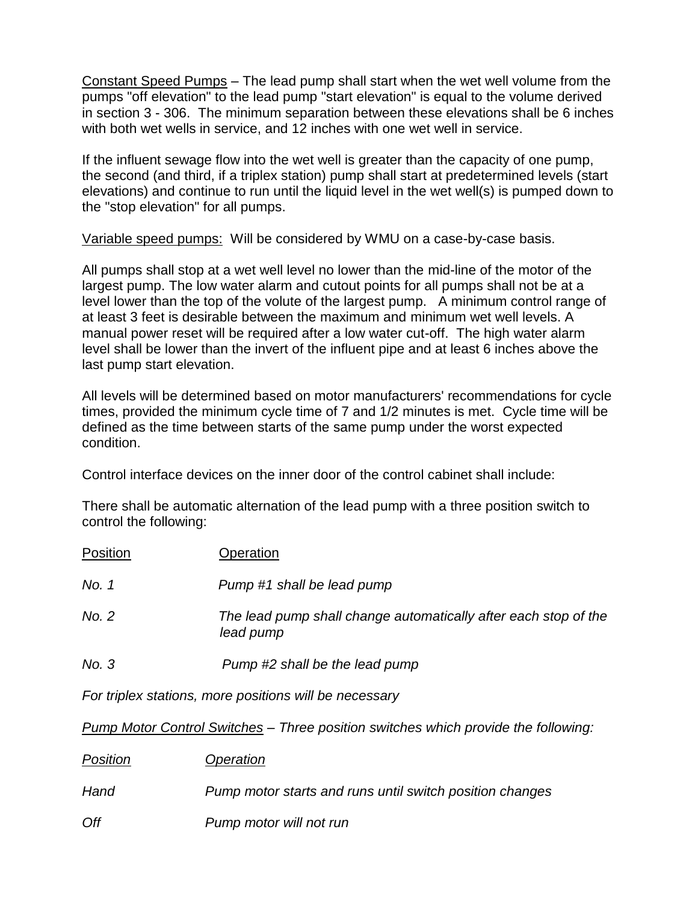<u>Constant Speed Pumps</u> – The lead pump shall start when the wet well volume from the pumps "off elevation" to the lead pump "start elevation" is equal to the volume derived in section 3 - 306. The minimum separation between these elevations shall be 6 inches with both wet wells in service, and 12 inches with one wet well in service.

If the influent sewage flow into the wet well is greater than the capacity of one pump, the second (and third, if a triplex station) pump shall start at predetermined levels (start elevations) and continue to run until the liquid level in the wet well(s) is pumped down to the "stop elevation" for all pumps.

<u>Variable speed pumps:</u> Will be considered by WMU on a case-by-case basis.

All pumps shall stop at a wet well level no lower than the mid-line of the motor of the largest pump. The low water alarm and cutout points for all pumps shall not be at a level lower than the top of the volute of the largest pump. A minimum control range of at least 3 feet is desirable between the maximum and minimum wet well levels. A manual power reset will be required after a low water cut-off. The high water alarm level shall be lower than the invert of the influent pipe and at least 6 inches above the last pump start elevation.

All levels will be determined based on motor manufacturers' recommendations for cycle times, provided the minimum cycle time of 7 and 1/2 minutes is met. Cycle time will be defined as the time between starts of the same pump under the worst expected condition.

Control interface devices on the inner door of the control cabinet shall include:

There shall be automatic alternation of the lead pump with a three position switch to control the following:

| <u>Position</u> | <u>Operation</u> |
|---|---|
| *No. 1* | *Pump #1 shall be lead pump* |
| *No. 2* | *The lead pump shall change automatically after each stop of the lead pump* |
| *No. 3* | *Pump #2 shall be the lead pump* |

*For triplex stations, more positions will be necessary*

*<u>Pump Motor Control Switches</u> – Three position switches which provide the following:*

| *<u>Position</u>* | *<u>Operation</u>* |
|---|---|
| *Hand* | *Pump motor starts and runs until switch position changes* |
| *Off* | *Pump motor will not run* |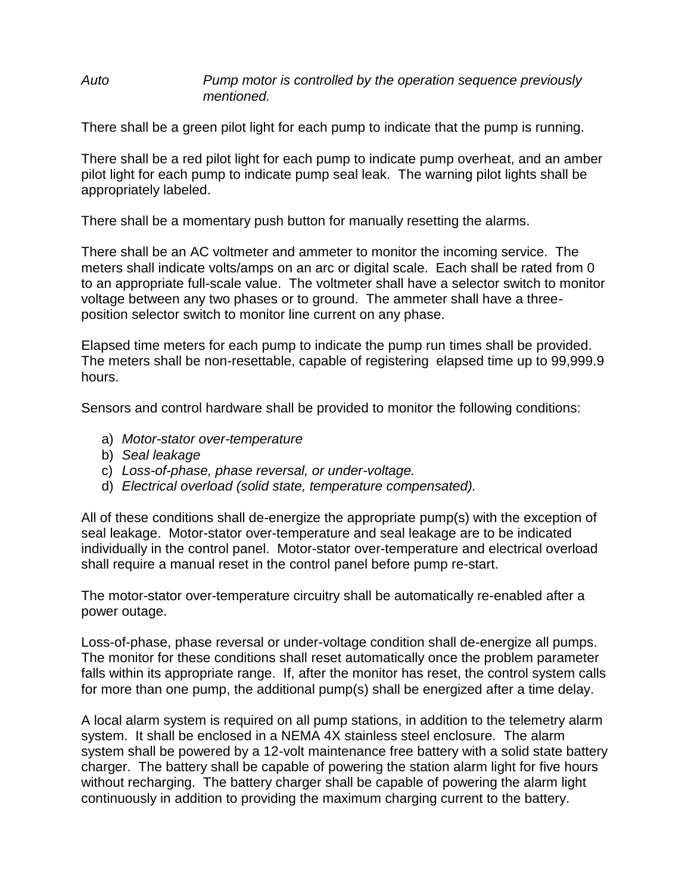*Auto* *Pump motor is controlled by the operation sequence previously mentioned.*

There shall be a green pilot light for each pump to indicate that the pump is running.

There shall be a red pilot light for each pump to indicate pump overheat, and an amber pilot light for each pump to indicate pump seal leak. The warning pilot lights shall be appropriately labeled.

There shall be a momentary push button for manually resetting the alarms.

There shall be an AC voltmeter and ammeter to monitor the incoming service. The meters shall indicate volts/amps on an arc or digital scale. Each shall be rated from 0 to an appropriate full-scale value. The voltmeter shall have a selector switch to monitor voltage between any two phases or to ground. The ammeter shall have a three-position selector switch to monitor line current on any phase.

Elapsed time meters for each pump to indicate the pump run times shall be provided. The meters shall be non-resettable, capable of registering elapsed time up to 99,999.9 hours.

Sensors and control hardware shall be provided to monitor the following conditions:

a) *Motor-stator over-temperature*
b) *Seal leakage*
c) *Loss-of-phase, phase reversal, or under-voltage.*
d) *Electrical overload (solid state, temperature compensated).*

All of these conditions shall de-energize the appropriate pump(s) with the exception of seal leakage. Motor-stator over-temperature and seal leakage are to be indicated individually in the control panel. Motor-stator over-temperature and electrical overload shall require a manual reset in the control panel before pump re-start.

The motor-stator over-temperature circuitry shall be automatically re-enabled after a power outage.

Loss-of-phase, phase reversal or under-voltage condition shall de-energize all pumps. The monitor for these conditions shall reset automatically once the problem parameter falls within its appropriate range. If, after the monitor has reset, the control system calls for more than one pump, the additional pump(s) shall be energized after a time delay.

A local alarm system is required on all pump stations, in addition to the telemetry alarm system. It shall be enclosed in a NEMA 4X stainless steel enclosure. The alarm system shall be powered by a 12-volt maintenance free battery with a solid state battery charger. The battery shall be capable of powering the station alarm light for five hours without recharging. The battery charger shall be capable of powering the alarm light continuously in addition to providing the maximum charging current to the battery.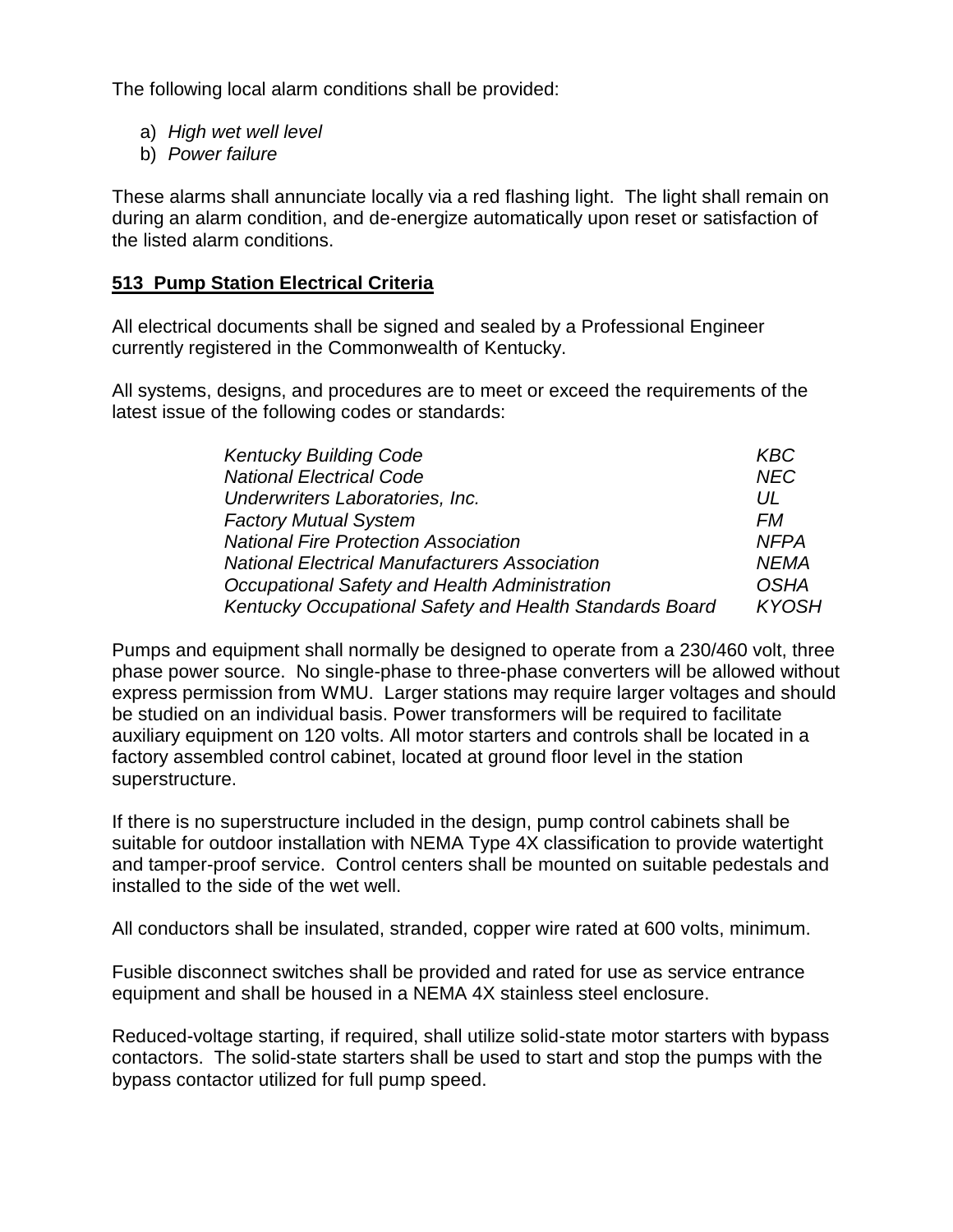The following local alarm conditions shall be provided:

a) *High wet well level*
b) *Power failure*

These alarms shall annunciate locally via a red flashing light. The light shall remain on during an alarm condition, and de-energize automatically upon reset or satisfaction of the listed alarm conditions.

## 513 Pump Station Electrical Criteria

All electrical documents shall be signed and sealed by a Professional Engineer currently registered in the Commonwealth of Kentucky.

All systems, designs, and procedures are to meet or exceed the requirements of the latest issue of the following codes or standards:

| | |
|---|---|
| *Kentucky Building Code* | *KBC* |
| *National Electrical Code* | *NEC* |
| *Underwriters Laboratories, Inc.* | *UL* |
| *Factory Mutual System* | *FM* |
| *National Fire Protection Association* | *NFPA* |
| *National Electrical Manufacturers Association* | *NEMA* |
| *Occupational Safety and Health Administration* | *OSHA* |
| *Kentucky Occupational Safety and Health Standards Board* | *KYOSH* |

Pumps and equipment shall normally be designed to operate from a 230/460 volt, three phase power source. No single-phase to three-phase converters will be allowed without express permission from WMU. Larger stations may require larger voltages and should be studied on an individual basis. Power transformers will be required to facilitate auxiliary equipment on 120 volts. All motor starters and controls shall be located in a factory assembled control cabinet, located at ground floor level in the station superstructure.

If there is no superstructure included in the design, pump control cabinets shall be suitable for outdoor installation with NEMA Type 4X classification to provide watertight and tamper-proof service. Control centers shall be mounted on suitable pedestals and installed to the side of the wet well.

All conductors shall be insulated, stranded, copper wire rated at 600 volts, minimum.

Fusible disconnect switches shall be provided and rated for use as service entrance equipment and shall be housed in a NEMA 4X stainless steel enclosure.

Reduced-voltage starting, if required, shall utilize solid-state motor starters with bypass contactors. The solid-state starters shall be used to start and stop the pumps with the bypass contactor utilized for full pump speed.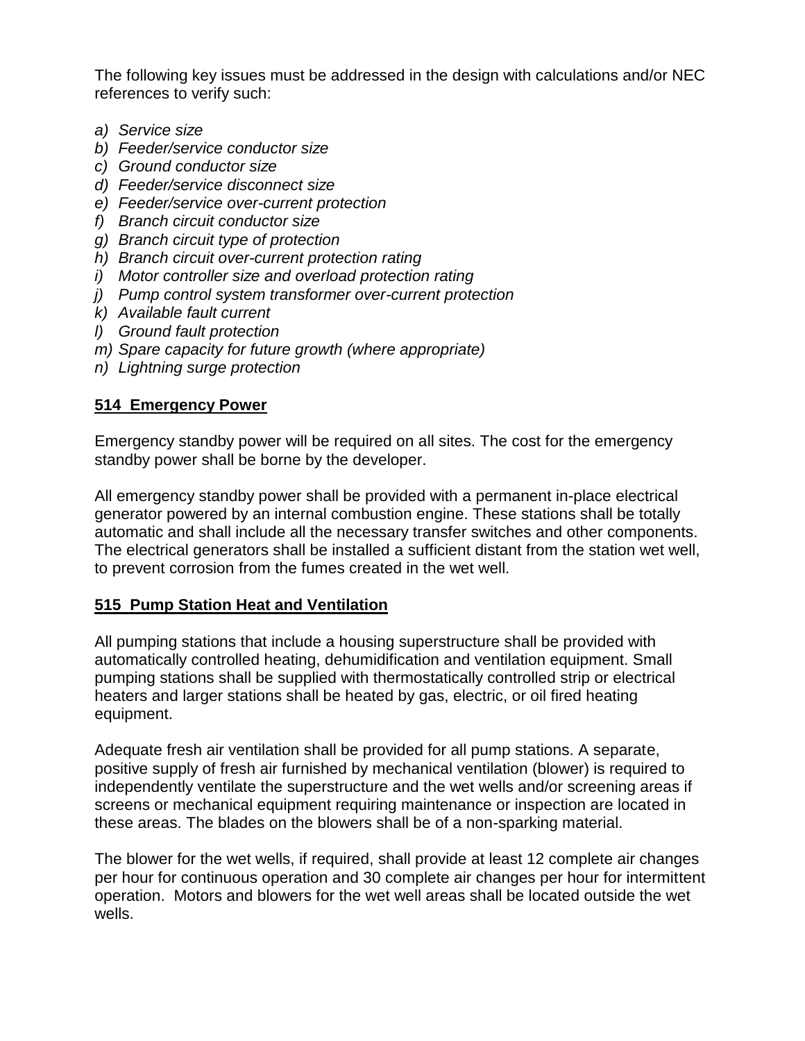The following key issues must be addressed in the design with calculations and/or NEC references to verify such:

*a) Service size*
*b) Feeder/service conductor size*
*c) Ground conductor size*
*d) Feeder/service disconnect size*
*e) Feeder/service over-current protection*
*f) Branch circuit conductor size*
*g) Branch circuit type of protection*
*h) Branch circuit over-current protection rating*
*i) Motor controller size and overload protection rating*
*j) Pump control system transformer over-current protection*
*k) Available fault current*
*l) Ground fault protection*
*m) Spare capacity for future growth (where appropriate)*
*n) Lightning surge protection*

## 514 Emergency Power

Emergency standby power will be required on all sites. The cost for the emergency standby power shall be borne by the developer.

All emergency standby power shall be provided with a permanent in-place electrical generator powered by an internal combustion engine. These stations shall be totally automatic and shall include all the necessary transfer switches and other components. The electrical generators shall be installed a sufficient distant from the station wet well, to prevent corrosion from the fumes created in the wet well.

## 515 Pump Station Heat and Ventilation

All pumping stations that include a housing superstructure shall be provided with automatically controlled heating, dehumidification and ventilation equipment. Small pumping stations shall be supplied with thermostatically controlled strip or electrical heaters and larger stations shall be heated by gas, electric, or oil fired heating equipment.

Adequate fresh air ventilation shall be provided for all pump stations. A separate, positive supply of fresh air furnished by mechanical ventilation (blower) is required to independently ventilate the superstructure and the wet wells and/or screening areas if screens or mechanical equipment requiring maintenance or inspection are located in these areas. The blades on the blowers shall be of a non-sparking material.

The blower for the wet wells, if required, shall provide at least 12 complete air changes per hour for continuous operation and 30 complete air changes per hour for intermittent operation. Motors and blowers for the wet well areas shall be located outside the wet wells.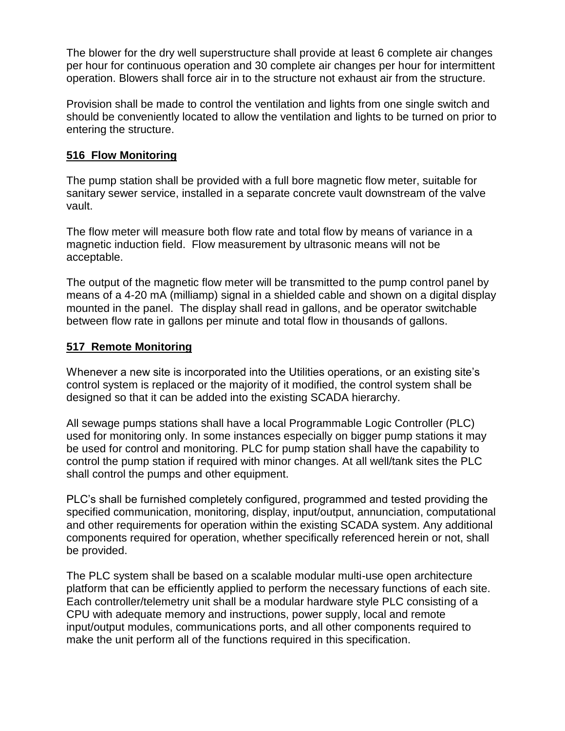The blower for the dry well superstructure shall provide at least 6 complete air changes per hour for continuous operation and 30 complete air changes per hour for intermittent operation. Blowers shall force air in to the structure not exhaust air from the structure.

Provision shall be made to control the ventilation and lights from one single switch and should be conveniently located to allow the ventilation and lights to be turned on prior to entering the structure.

## 516 Flow Monitoring

The pump station shall be provided with a full bore magnetic flow meter, suitable for sanitary sewer service, installed in a separate concrete vault downstream of the valve vault.

The flow meter will measure both flow rate and total flow by means of variance in a magnetic induction field. Flow measurement by ultrasonic means will not be acceptable.

The output of the magnetic flow meter will be transmitted to the pump control panel by means of a 4-20 mA (milliamp) signal in a shielded cable and shown on a digital display mounted in the panel. The display shall read in gallons, and be operator switchable between flow rate in gallons per minute and total flow in thousands of gallons.

## 517 Remote Monitoring

Whenever a new site is incorporated into the Utilities operations, or an existing site's control system is replaced or the majority of it modified, the control system shall be designed so that it can be added into the existing SCADA hierarchy.

All sewage pumps stations shall have a local Programmable Logic Controller (PLC) used for monitoring only. In some instances especially on bigger pump stations it may be used for control and monitoring. PLC for pump station shall have the capability to control the pump station if required with minor changes. At all well/tank sites the PLC shall control the pumps and other equipment.

PLC's shall be furnished completely configured, programmed and tested providing the specified communication, monitoring, display, input/output, annunciation, computational and other requirements for operation within the existing SCADA system. Any additional components required for operation, whether specifically referenced herein or not, shall be provided.

The PLC system shall be based on a scalable modular multi-use open architecture platform that can be efficiently applied to perform the necessary functions of each site. Each controller/telemetry unit shall be a modular hardware style PLC consisting of a CPU with adequate memory and instructions, power supply, local and remote input/output modules, communications ports, and all other components required to make the unit perform all of the functions required in this specification.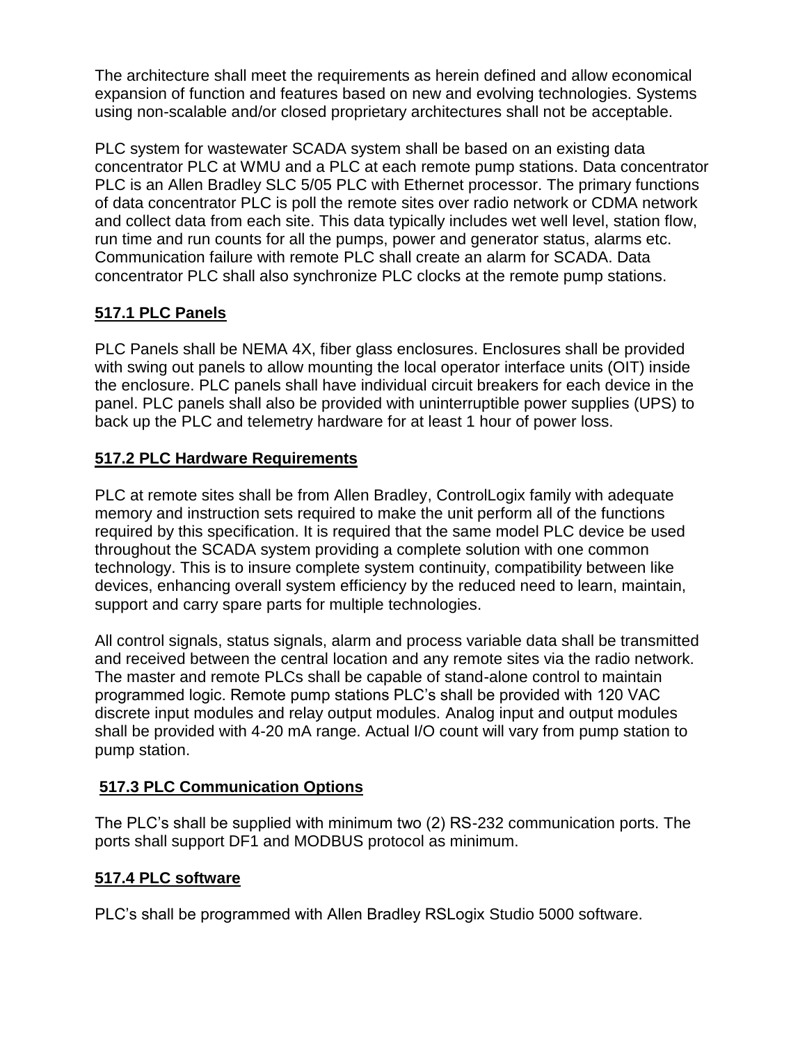The architecture shall meet the requirements as herein defined and allow economical expansion of function and features based on new and evolving technologies. Systems using non-scalable and/or closed proprietary architectures shall not be acceptable.

PLC system for wastewater SCADA system shall be based on an existing data concentrator PLC at WMU and a PLC at each remote pump stations. Data concentrator PLC is an Allen Bradley SLC 5/05 PLC with Ethernet processor. The primary functions of data concentrator PLC is poll the remote sites over radio network or CDMA network and collect data from each site. This data typically includes wet well level, station flow, run time and run counts for all the pumps, power and generator status, alarms etc. Communication failure with remote PLC shall create an alarm for SCADA. Data concentrator PLC shall also synchronize PLC clocks at the remote pump stations.

## 517.1 PLC Panels

PLC Panels shall be NEMA 4X, fiber glass enclosures. Enclosures shall be provided with swing out panels to allow mounting the local operator interface units (OIT) inside the enclosure. PLC panels shall have individual circuit breakers for each device in the panel. PLC panels shall also be provided with uninterruptible power supplies (UPS) to back up the PLC and telemetry hardware for at least 1 hour of power loss.

## 517.2 PLC Hardware Requirements

PLC at remote sites shall be from Allen Bradley, ControlLogix family with adequate memory and instruction sets required to make the unit perform all of the functions required by this specification. It is required that the same model PLC device be used throughout the SCADA system providing a complete solution with one common technology. This is to insure complete system continuity, compatibility between like devices, enhancing overall system efficiency by the reduced need to learn, maintain, support and carry spare parts for multiple technologies.

All control signals, status signals, alarm and process variable data shall be transmitted and received between the central location and any remote sites via the radio network. The master and remote PLCs shall be capable of stand-alone control to maintain programmed logic. Remote pump stations PLC's shall be provided with 120 VAC discrete input modules and relay output modules. Analog input and output modules shall be provided with 4-20 mA range. Actual I/O count will vary from pump station to pump station.

## 517.3 PLC Communication Options

The PLC's shall be supplied with minimum two (2) RS-232 communication ports. The ports shall support DF1 and MODBUS protocol as minimum.

## 517.4 PLC software

PLC's shall be programmed with Allen Bradley RSLogix Studio 5000 software.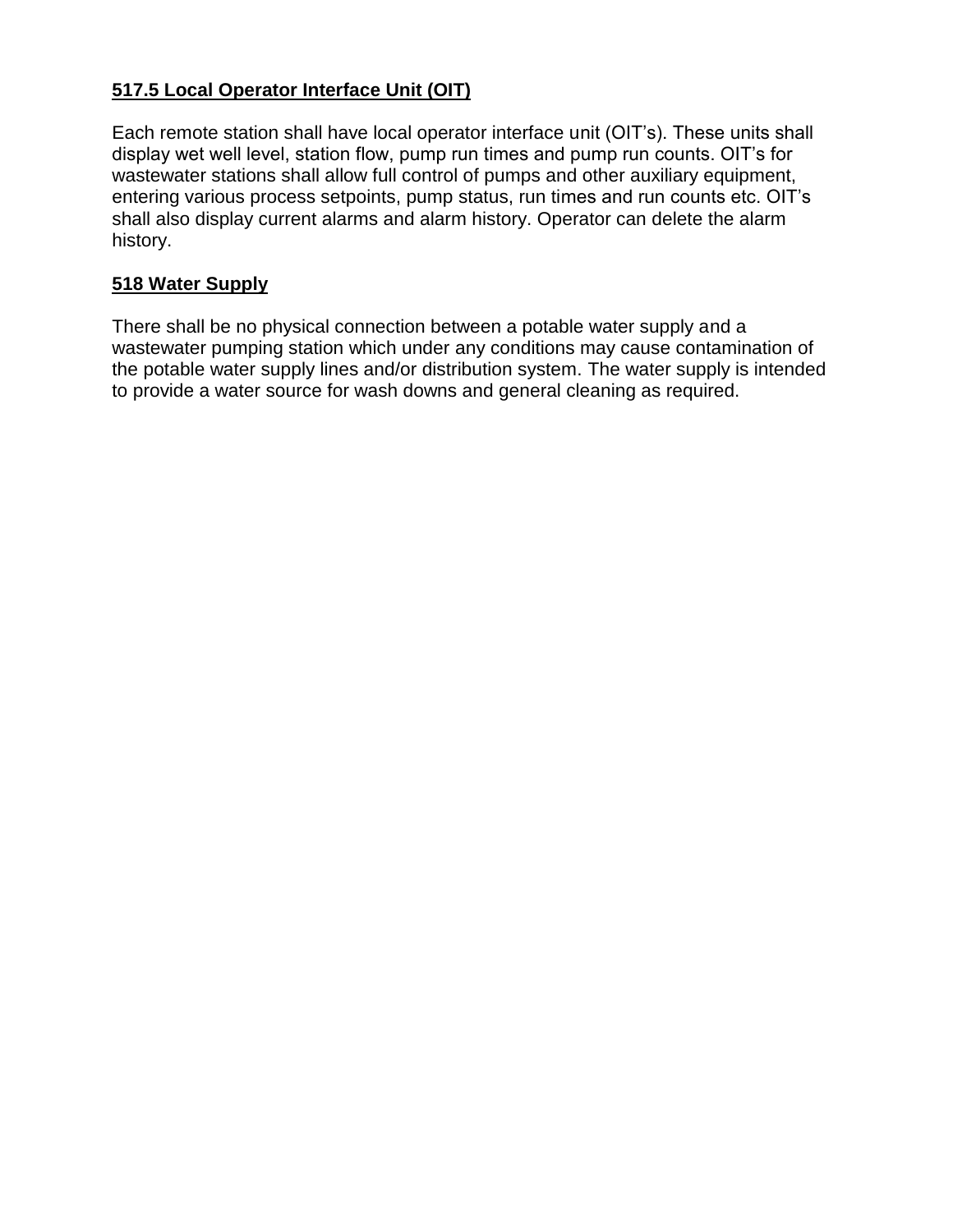### 517.5 Local Operator Interface Unit (OIT)

Each remote station shall have local operator interface unit (OIT's). These units shall display wet well level, station flow, pump run times and pump run counts. OIT's for wastewater stations shall allow full control of pumps and other auxiliary equipment, entering various process setpoints, pump status, run times and run counts etc. OIT's shall also display current alarms and alarm history. Operator can delete the alarm history.

### 518 Water Supply

There shall be no physical connection between a potable water supply and a wastewater pumping station which under any conditions may cause contamination of the potable water supply lines and/or distribution system. The water supply is intended to provide a water source for wash downs and general cleaning as required.